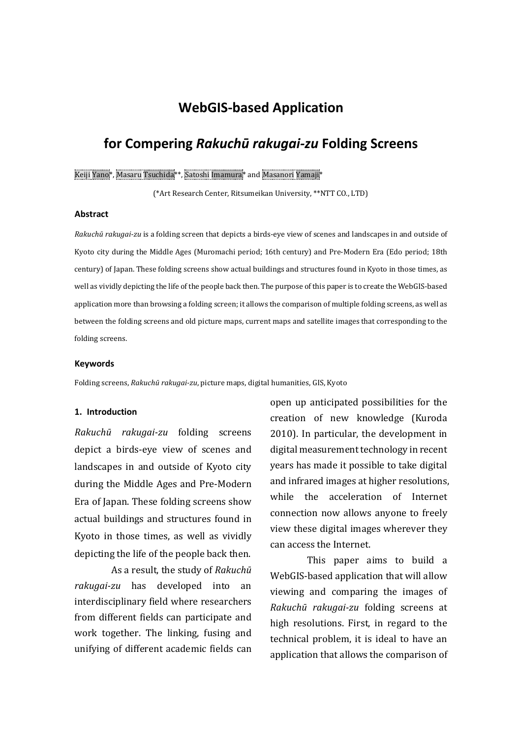# WebGIS-based Application

# for Compering *Rakuchū rakugai-zu* Folding Screens

Keiji Yano*, Masaru Tsuchida**, Satoshi Imamura* and Masanori Yamaji*

(*Art Research Center, Ritsumeikan University, **NTT CO., LTD)

### Abstract

*Rakuchū rakugai-zu* is a folding screen that depicts a birds-eye view of scenes and landscapes in and outside of Kyoto city during the Middle Ages (Muromachi period; 16th century) and Pre-Modern Era (Edo period; 18th century) of Japan. These folding screens show actual buildings and structures found in Kyoto in those times, as well as vividly depicting the life of the people back then. The purpose of this paper is to create the WebGIS-based application more than browsing a folding screen; it allows the comparison of multiple folding screens, as well as between the folding screens and old picture maps, current maps and satellite images that corresponding to the folding screens.

### Keywords

Folding screens, *Rakuchū rakugai-zu*, picture maps, digital humanities, GIS, Kyoto

### 1. Introduction

*Rakuchū rakugai-zu* folding screens depict a birds-eye view of scenes and landscapes in and outside of Kyoto city during the Middle Ages and Pre-Modern Era of Japan. These folding screens show actual buildings and structures found in Kyoto in those times, as well as vividly depicting the life of the people back then.

As a result, the study of *Rakuchū rakugai-zu* has developed into an interdisciplinary field where researchers from different fields can participate and work together. The linking, fusing and unifying of different academic fields can open up anticipated possibilities for the creation of new knowledge (Kuroda 2010). In particular, the development in digital measurement technology in recent years has made it possible to take digital and infrared images at higher resolutions, while the acceleration of Internet connection now allows anyone to freely view these digital images wherever they can access the Internet.

This paper aims to build a WebGIS-based application that will allow viewing and comparing the images of *Rakuchū rakugai-zu* folding screens at high resolutions. First, in regard to the technical problem, it is ideal to have an application that allows the comparison of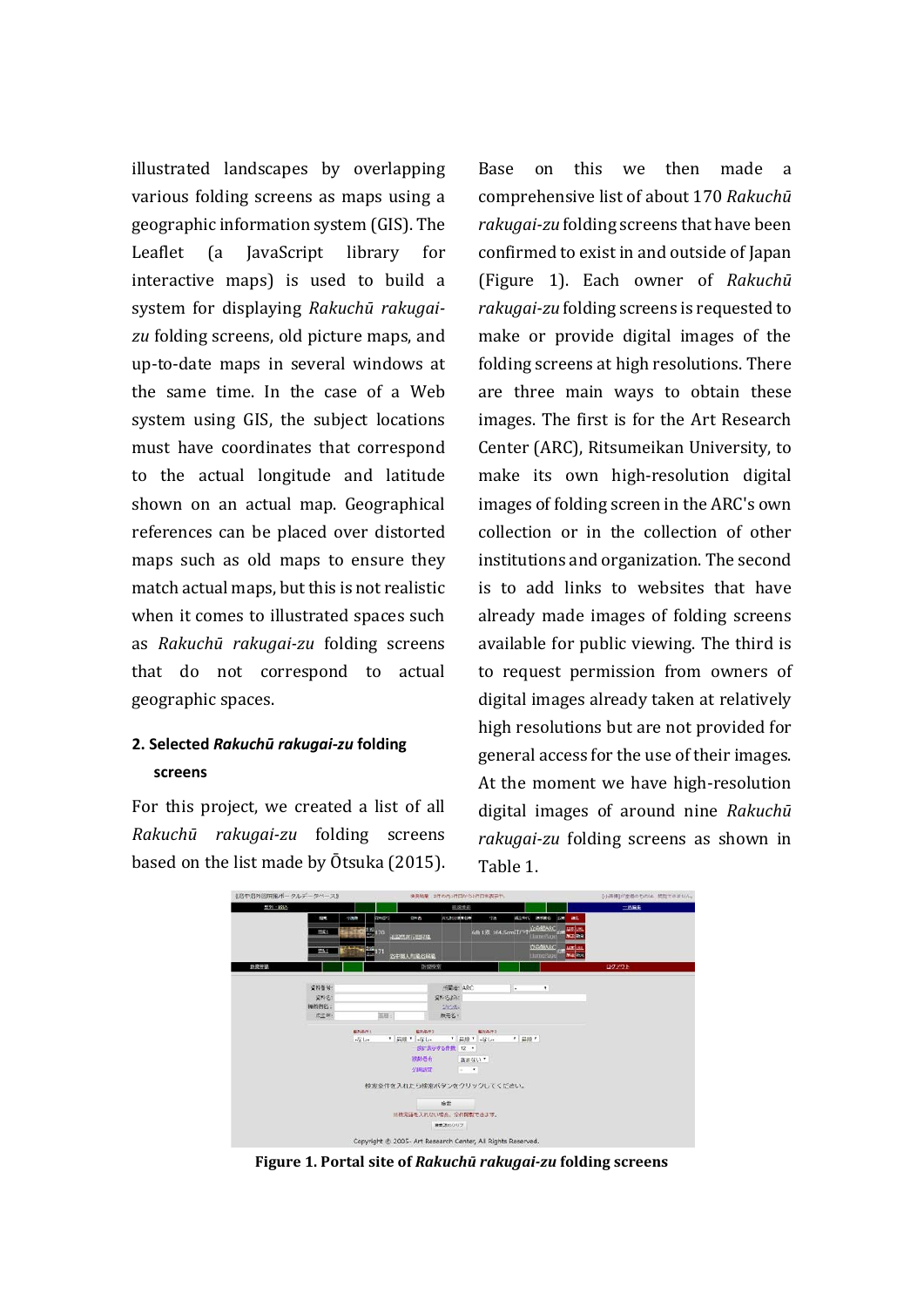illustrated landscapes by overlapping various folding screens as maps using a geographic information system (GIS). The Leaflet (a JavaScript library for interactive maps) is used to build a system for displaying *Rakuchū rakugai-zu* folding screens, old picture maps, and up-to-date maps in several windows at the same time. In the case of a Web system using GIS, the subject locations must have coordinates that correspond to the actual longitude and latitude shown on an actual map. Geographical references can be placed over distorted maps such as old maps to ensure they match actual maps, but this is not realistic when it comes to illustrated spaces such as *Rakuchū rakugai-zu* folding screens that do not correspond to actual geographic spaces.

## 2. Selected *Rakuchū rakugai-zu* folding screens

For this project, we created a list of all *Rakuchū rakugai-zu* folding screens based on the list made by Ōtsuka (2015). Base on this we then made a comprehensive list of about 170 *Rakuchū rakugai-zu* folding screens that have been confirmed to exist in and outside of Japan (Figure 1). Each owner of *Rakuchū rakugai-zu* folding screens is requested to make or provide digital images of the folding screens at high resolutions. There are three main ways to obtain these images. The first is for the Art Research Center (ARC), Ritsumeikan University, to make its own high-resolution digital images of folding screen in the ARC's own collection or in the collection of other institutions and organization. The second is to add links to websites that have already made images of folding screens available for public viewing. The third is to request permission from owners of digital images already taken at relatively high resolutions but are not provided for general access for the use of their images. At the moment we have high-resolution digital images of around nine *Rakuchū rakugai-zu* folding screens as shown in Table 1.

**Figure 1. Portal site of *Rakuchū rakugai-zu* folding screens**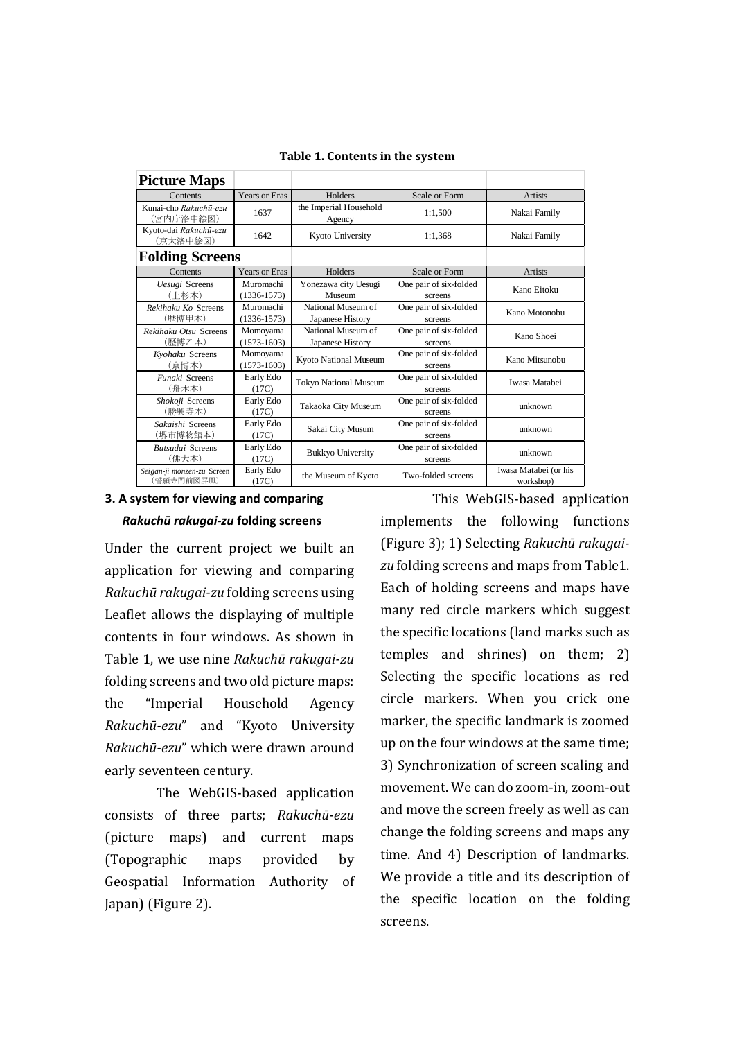**Table 1. Contents in the system**

| **Picture Maps** | | | | |
|---|---|---|---|---|
| Contents | Years or Eras | Holders | Scale or Form | Artists |
| Kunai-cho *Rakuchū-ezu* (宮内庁洛中絵図) | 1637 | the Imperial Household Agency | 1:1,500 | Nakai Family |
| Kyoto-dai *Rakuchū-ezu* (京大洛中絵図) | 1642 | Kyoto University | 1:1,368 | Nakai Family |
| **Folding Screens** | | | | |
| Contents | Years or Eras | Holders | Scale or Form | Artists |
| *Uesugi* Screens (上杉本) | Muromachi (1336-1573) | Yonezawa city Uesugi Museum | One pair of six-folded screens | Kano Eitoku |
| *Rekihaku Ko* Screens (歴博甲本) | Muromachi (1336-1573) | National Museum of Japanese History | One pair of six-folded screens | Kano Motonobu |
| *Rekihaku Otsu* Screens (歴博乙本) | Momoyama (1573-1603) | National Museum of Japanese History | One pair of six-folded screens | Kano Shoei |
| *Kyohaku* Screens (京博本) | Momoyama (1573-1603) | Kyoto National Museum | One pair of six-folded screens | Kano Mitsunobu |
| *Funaki* Screens (舟木本) | Early Edo (17C) | Tokyo National Museum | One pair of six-folded screens | Iwasa Matabei |
| *Shokoji* Screens (勝興寺本) | Early Edo (17C) | Takaoka City Museum | One pair of six-folded screens | unknown |
| *Sakaishi* Screens (堺市博物館本) | Early Edo (17C) | Sakai City Musum | One pair of six-folded screens | unknown |
| *Butsudai* Screens (佛大本) | Early Edo (17C) | Bukkyo University | One pair of six-folded screens | unknown |
| *Seigan-ji monzen-zu* Screen (誓願寺門前図屏風) | Early Edo (17C) | the Museum of Kyoto | Two-folded screens | Iwasa Matabei (or his workshop) |

## 3. A system for viewing and comparing *Rakuchū rakugai-zu* folding screens

Under the current project we built an application for viewing and comparing *Rakuchū rakugai-zu* folding screens using Leaflet allows the displaying of multiple contents in four windows. As shown in Table 1, we use nine *Rakuchū rakugai-zu* folding screens and two old picture maps: the "Imperial Household Agency *Rakuchū-ezu*" and "Kyoto University *Rakuchū-ezu*" which were drawn around early seventeen century.

The WebGIS-based application consists of three parts; *Rakuchū-ezu* (picture maps) and current maps (Topographic maps provided by Geospatial Information Authority of Japan) (Figure 2).

This WebGIS-based application implements the following functions (Figure 3); 1) Selecting *Rakuchū rakugai-zu* folding screens and maps from Table1. Each of holding screens and maps have many red circle markers which suggest the specific locations (land marks such as temples and shrines) on them; 2) Selecting the specific locations as red circle markers. When you crick one marker, the specific landmark is zoomed up on the four windows at the same time; 3) Synchronization of screen scaling and movement. We can do zoom-in, zoom-out and move the screen freely as well as can change the folding screens and maps any time. And 4) Description of landmarks. We provide a title and its description of the specific location on the folding screens.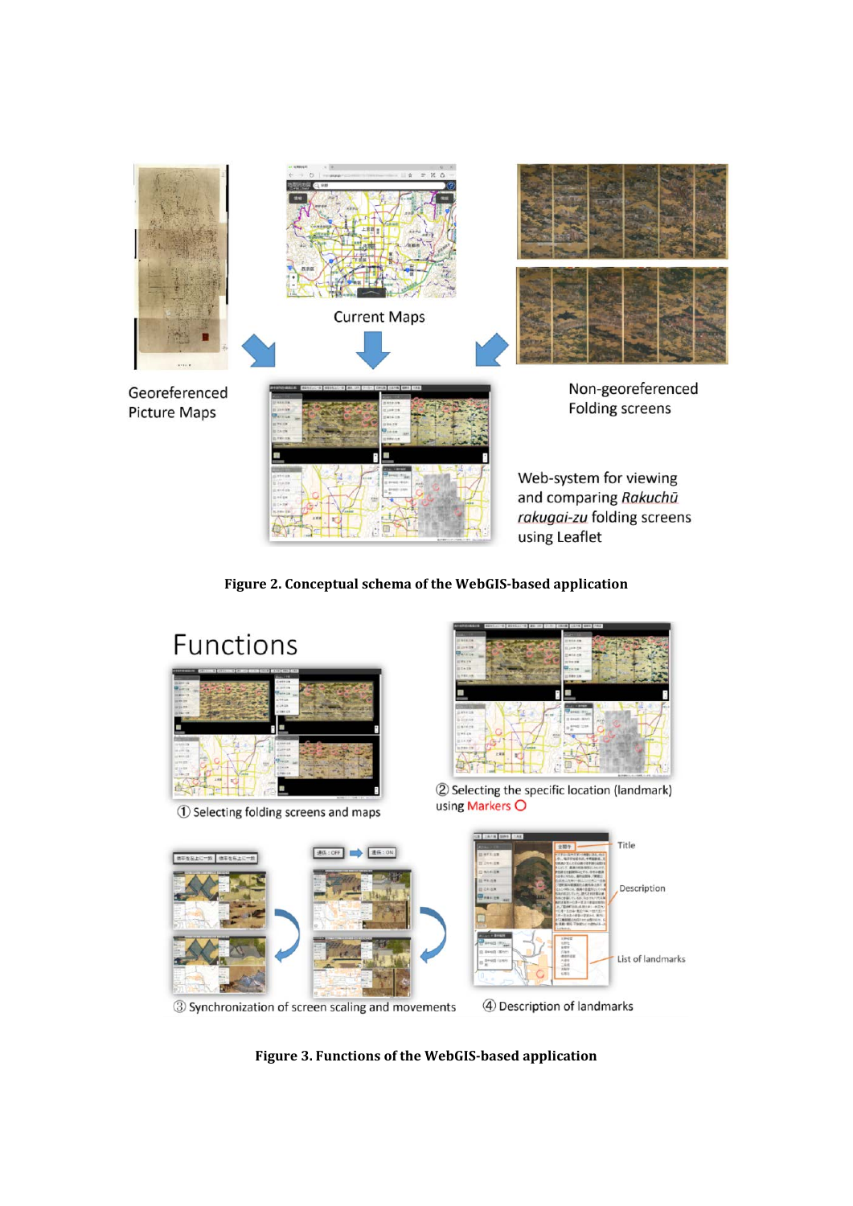**Figure 2. Conceptual schema of the WebGIS-based application**

**Figure 3. Functions of the WebGIS-based application**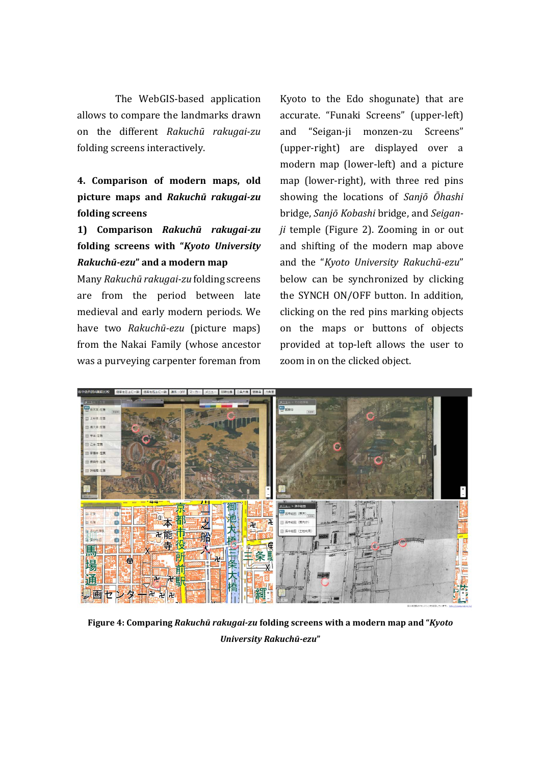The WebGIS-based application allows to compare the landmarks drawn on the different *Rakuchū rakugai-zu* folding screens interactively.

## 4. Comparison of modern maps, old picture maps and *Rakuchū rakugai-zu* folding screens

### 1) Comparison *Rakuchū rakugai-zu* folding screens with "*Kyoto University Rakuchū-ezu*" and a modern map

Many *Rakuchū rakugai-zu* folding screens are from the period between late medieval and early modern periods. We have two *Rakuchū-ezu* (picture maps) from the Nakai Family (whose ancestor was a purveying carpenter foreman from Kyoto to the Edo shogunate) that are accurate. "Funaki Screens" (upper-left) and "Seigan-ji monzen-zu Screens" (upper-right) are displayed over a modern map (lower-left) and a picture map (lower-right), with three red pins showing the locations of *Sanjō Ōhashi* bridge, *Sanjō Kobashi* bridge, and *Seigan-ji* temple (Figure 2). Zooming in or out and shifting of the modern map above and the "*Kyoto University Rakuchū-ezu*" below can be synchronized by clicking the SYNCH ON/OFF button. In addition, clicking on the red pins marking objects on the maps or buttons of objects provided at top-left allows the user to zoom in on the clicked object.

**Figure 4: Comparing *Rakuchū rakugai-zu* folding screens with a modern map and "*Kyoto University Rakuchū-ezu*"**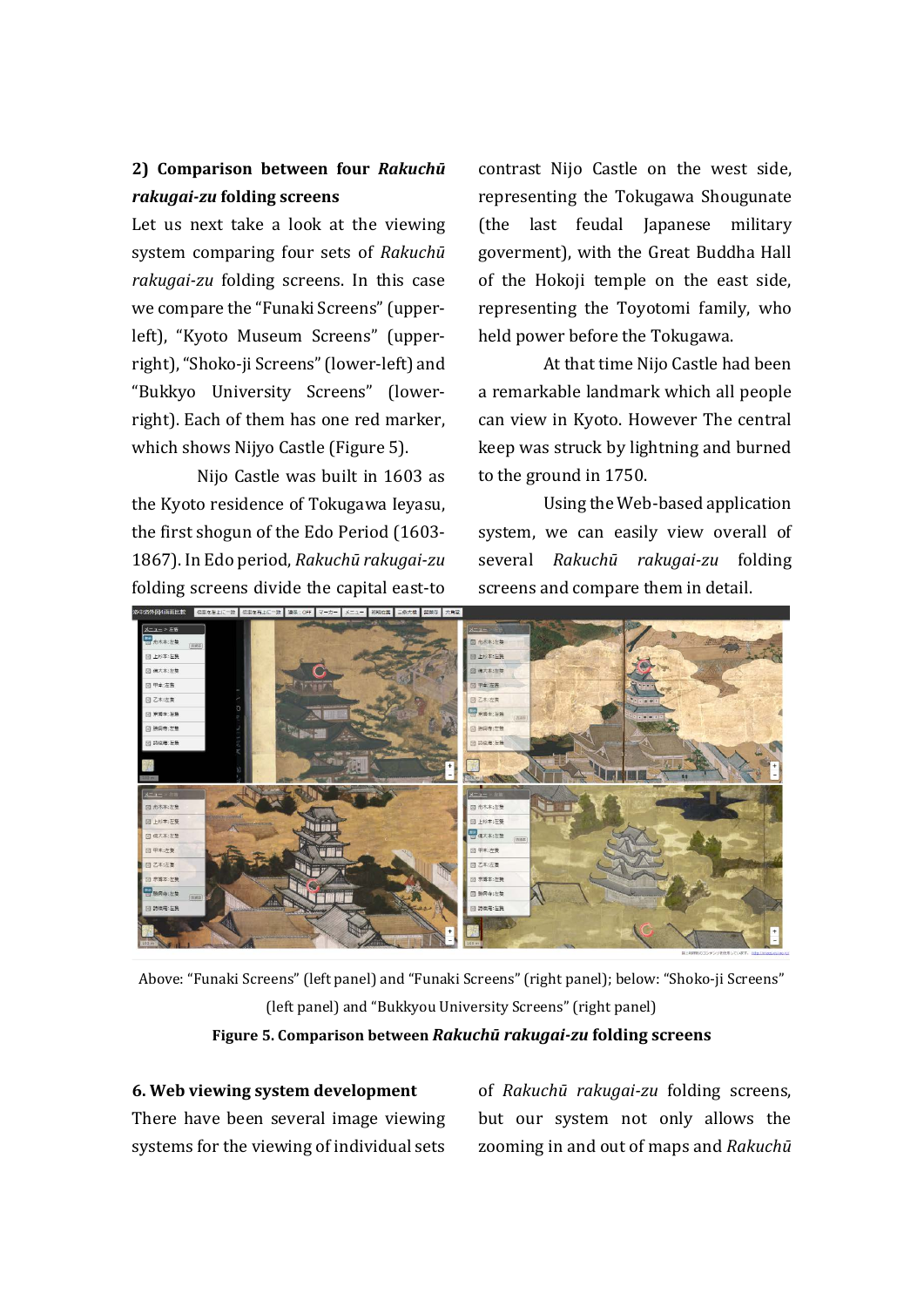### 2) Comparison between four *Rakuchū rakugai-zu* folding screens

Let us next take a look at the viewing system comparing four sets of *Rakuchū rakugai-zu* folding screens. In this case we compare the "Funaki Screens" (upper-left), "Kyoto Museum Screens" (upper-right), "Shoko-ji Screens" (lower-left) and "Bukkyo University Screens" (lower-right). Each of them has one red marker, which shows Nijyo Castle (Figure 5).

Nijo Castle was built in 1603 as the Kyoto residence of Tokugawa Ieyasu, the first shogun of the Edo Period (1603-1867). In Edo period, *Rakuchū rakugai-zu* folding screens divide the capital east-to contrast Nijo Castle on the west side, representing the Tokugawa Shougunate (the last feudal Japanese military goverment), with the Great Buddha Hall of the Hokoji temple on the east side, representing the Toyotomi family, who held power before the Tokugawa.

At that time Nijo Castle had been a remarkable landmark which all people can view in Kyoto. However The central keep was struck by lightning and burned to the ground in 1750.

Using the Web-based application system, we can easily view overall of several *Rakuchū rakugai-zu* folding screens and compare them in detail.

Above: "Funaki Screens" (left panel) and "Funaki Screens" (right panel); below: "Shoko-ji Screens" (left panel) and "Bukkyou University Screens" (right panel)

**Figure 5. Comparison between *Rakuchū rakugai-zu* folding screens**

### 6. Web viewing system development

There have been several image viewing systems for the viewing of individual sets of *Rakuchū rakugai-zu* folding screens, but our system not only allows the zooming in and out of maps and *Rakuchū*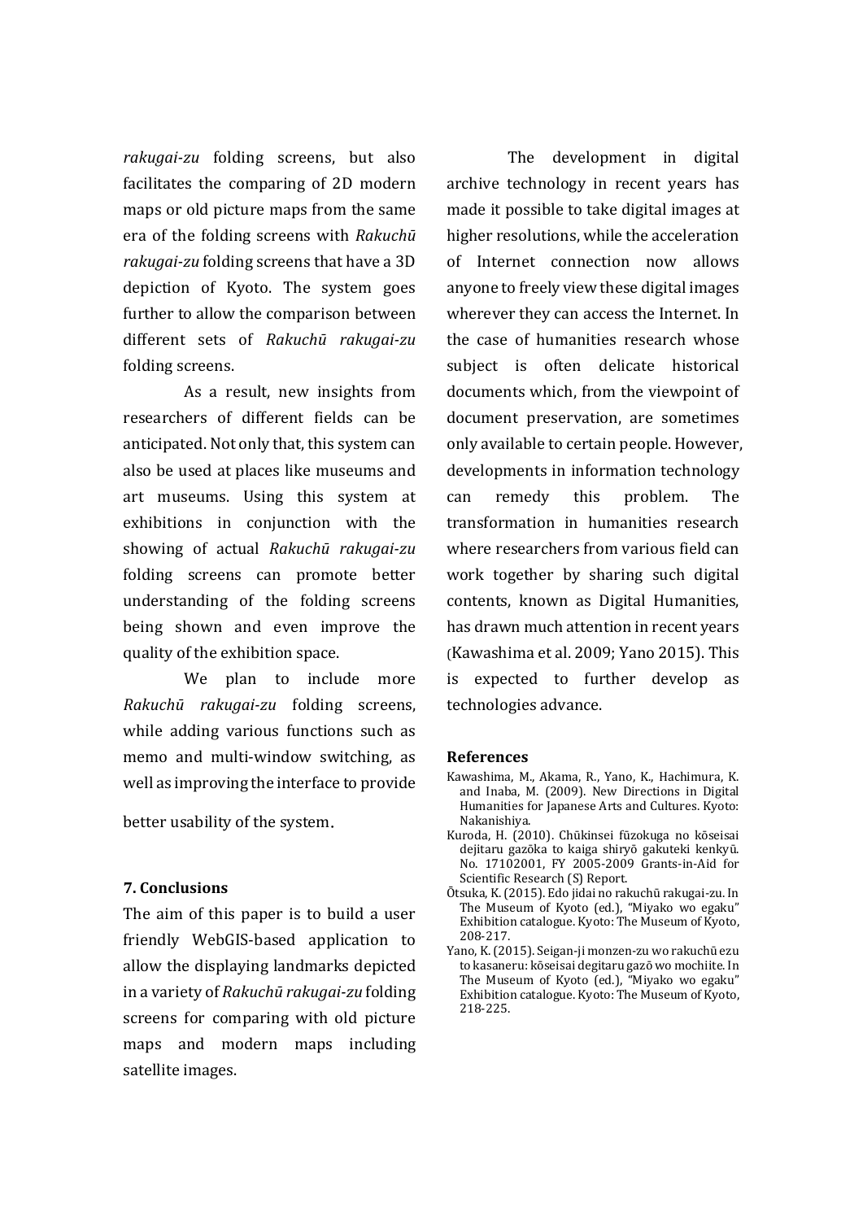*rakugai-zu* folding screens, but also facilitates the comparing of 2D modern maps or old picture maps from the same era of the folding screens with *Rakuchū rakugai-zu* folding screens that have a 3D depiction of Kyoto. The system goes further to allow the comparison between different sets of *Rakuchū rakugai-zu* folding screens.

As a result, new insights from researchers of different fields can be anticipated. Not only that, this system can also be used at places like museums and art museums. Using this system at exhibitions in conjunction with the showing of actual *Rakuchū rakugai-zu* folding screens can promote better understanding of the folding screens being shown and even improve the quality of the exhibition space.

We plan to include more *Rakuchū rakugai-zu* folding screens, while adding various functions such as memo and multi-window switching, as well as improving the interface to provide better usability of the system.

## 7. Conclusions

The aim of this paper is to build a user friendly WebGIS-based application to allow the displaying landmarks depicted in a variety of *Rakuchū rakugai-zu* folding screens for comparing with old picture maps and modern maps including satellite images.

The development in digital archive technology in recent years has made it possible to take digital images at higher resolutions, while the acceleration of Internet connection now allows anyone to freely view these digital images wherever they can access the Internet. In the case of humanities research whose subject is often delicate historical documents which, from the viewpoint of document preservation, are sometimes only available to certain people. However, developments in information technology can remedy this problem. The transformation in humanities research where researchers from various field can work together by sharing such digital contents, known as Digital Humanities, has drawn much attention in recent years (Kawashima et al. 2009; Yano 2015). This is expected to further develop as technologies advance.

## References

Kawashima, M., Akama, R., Yano, K., Hachimura, K. and Inaba, M. (2009). New Directions in Digital Humanities for Japanese Arts and Cultures. Kyoto: Nakanishiya.

Kuroda, H. (2010). Chūkinsei fūzokuga no kōseisai dejitaru gazōka to kaiga shiryō gakuteki kenkyū. No. 17102001, FY 2005-2009 Grants-in-Aid for Scientific Research (S) Report.

Ōtsuka, K. (2015). Edo jidai no rakuchū rakugai-zu. In The Museum of Kyoto (ed.), "Miyako wo egaku" Exhibition catalogue. Kyoto: The Museum of Kyoto, 208-217.

Yano, K. (2015). Seigan-ji monzen-zu wo rakuchū ezu to kasaneru: kōseisai degitaru gazō wo mochiite. In The Museum of Kyoto (ed.), "Miyako wo egaku" Exhibition catalogue. Kyoto: The Museum of Kyoto, 218-225.